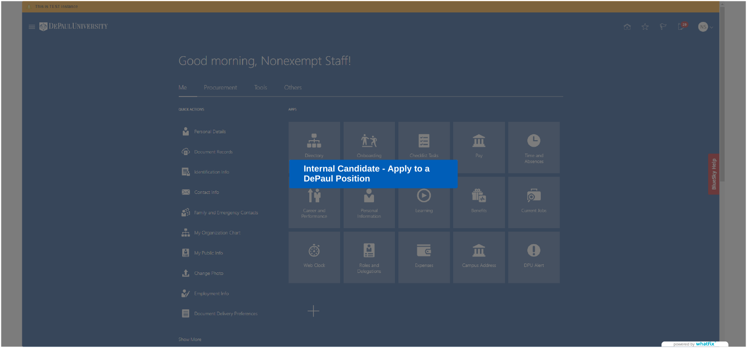This is TEST instance

DePaul University

# Good morning, Nonexempt Staff!

Me | Procurement | Tools | Others

**QUICK ACTIONS**

- Personal Details
- Document Records
- Identification Info
- Contact Info
- Family and Emergency Contacts
- My Organization Chart
- My Public Info
- Change Photo
- Employment Info
- Document Delivery Preferences

Show More

**APPS**

- Directory
- Onboarding
- Checklist Tasks
- Pay
- Time and Absences
- Career and Performance
- Personal Information
- Learning
- Benefits
- Current Jobs
- Web Clock
- Roles and Delegations
- Expenses
- Campus Address
- DPU Alert

**Internal Candidate - Apply to a DePaul Position**

BlueSky Help

powered by whatfix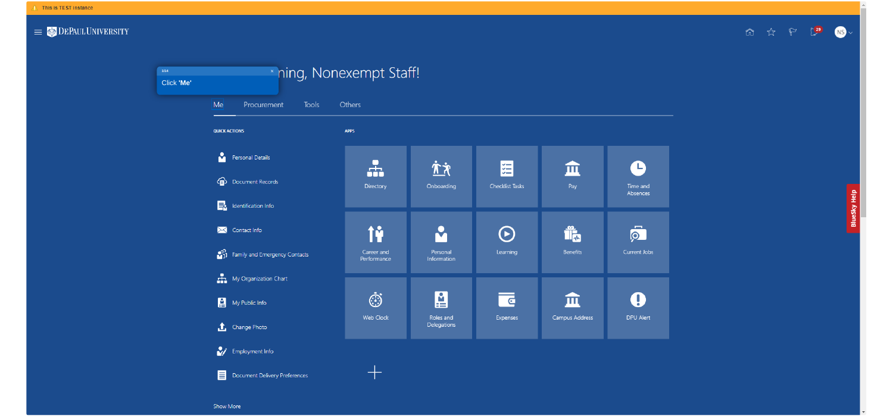This is TEST instance

DePaul University

1/14

Click **'Me'**

...ning, Nonexempt Staff!

Me | Procurement | Tools | Others

**QUICK ACTIONS**

- Personal Details
- Document Records
- Identification Info
- Contact Info
- Family and Emergency Contacts
- My Organization Chart
- My Public Info
- Change Photo
- Employment Info
- Document Delivery Preferences

Show More

**APPS**

| | | | | |
|---|---|---|---|---|
| Directory | Onboarding | Checklist Tasks | Pay | Time and Absences |
| Career and Performance | Personal Information | Learning | Benefits | Current Jobs |
| Web Clock | Roles and Delegations | Expenses | Campus Address | DPU Alert |

BlueSky Help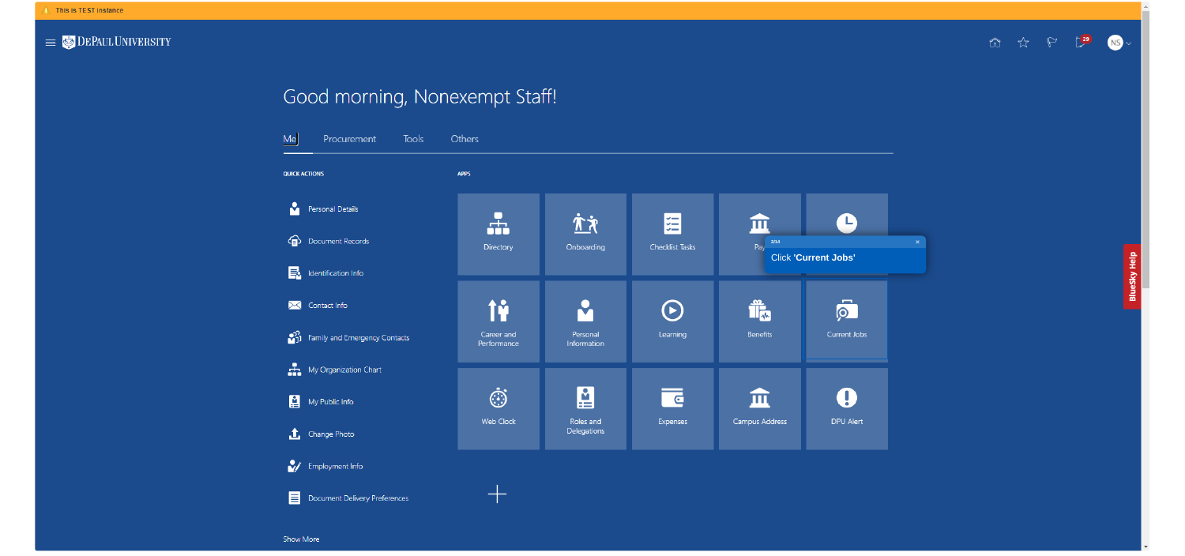This is TEST instance

DePaul University

NS

# Good morning, Nonexempt Staff!

Me | Procurement | Tools | Others

**QUICK ACTIONS**

- Personal Details
- Document Records
- Identification Info
- Contact Info
- Family and Emergency Contacts
- My Organization Chart
- My Public Info
- Change Photo
- Employment Info
- Document Delivery Preferences

Show More

**APPS**

- Directory
- Onboarding
- Checklist Tasks
- Pay
- Career and Performance
- Personal Information
- Learning
- Benefits
- Current Jobs
- Web Clock
- Roles and Delegations
- Expenses
- Campus Address
- DPU Alert

2/14

Click **'Current Jobs'**

BlueSky Help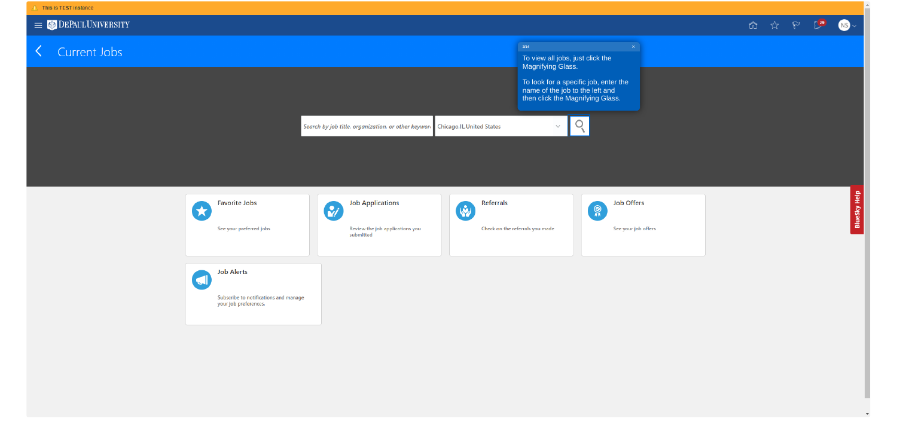This is TEST instance

DePaul University

# Current Jobs

3/14

To view all jobs, just click the Magnifying Glass.

To look for a specific job, enter the name of the job to the left and then click the Magnifying Glass.

Search by job title, organization, or other keywor

Chicago,IL,United States

**Favorite Jobs**

See your preferred jobs

**Job Applications**

Review the job applications you submitted

**Referrals**

Check on the referrals you made

**Job Offers**

See your job offers

**Job Alerts**

Subscribe to notifications and manage your job preferences.

BlueSky Help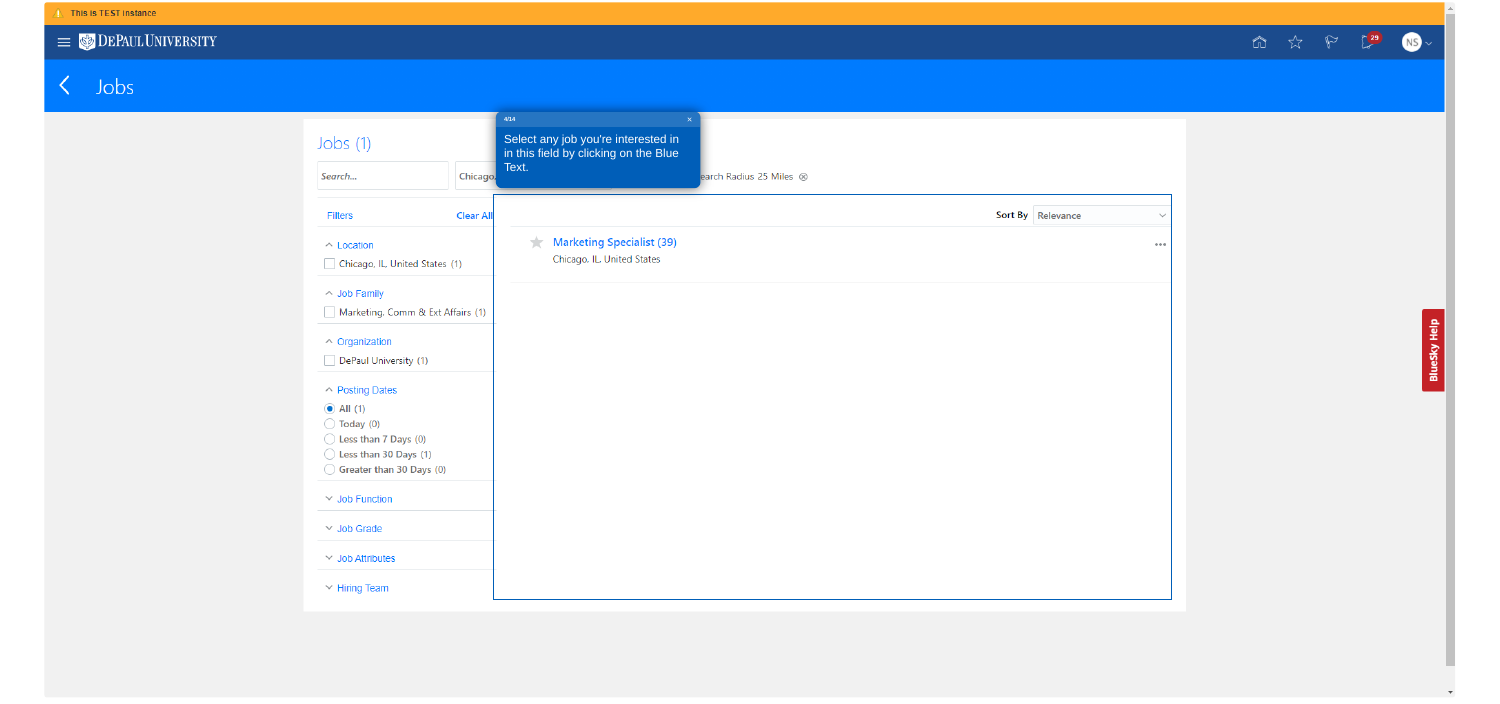⚠ This is TEST instance

DEPAUL UNIVERSITY

# Jobs

## Jobs (1)

Search... | Chicago... | Search Radius 25 Miles ⊗

> 4/14
>
> Select any job you're interested in in this field by clicking on the Blue Text.

Filters | Clear All

Sort By: Relevance

**Location**

- Chicago, IL, United States (1)

**Job Family**

- Marketing, Comm & Ext Affairs (1)

**Organization**

- DePaul University (1)

**Posting Dates**

- All (1)
- Today (0)
- Less than 7 Days (0)
- Less than 30 Days (1)
- Greater than 30 Days (0)

**Job Function**

**Job Grade**

**Job Attributes**

**Hiring Team**

---

Marketing Specialist (39)
Chicago, IL, United States

BlueSky Help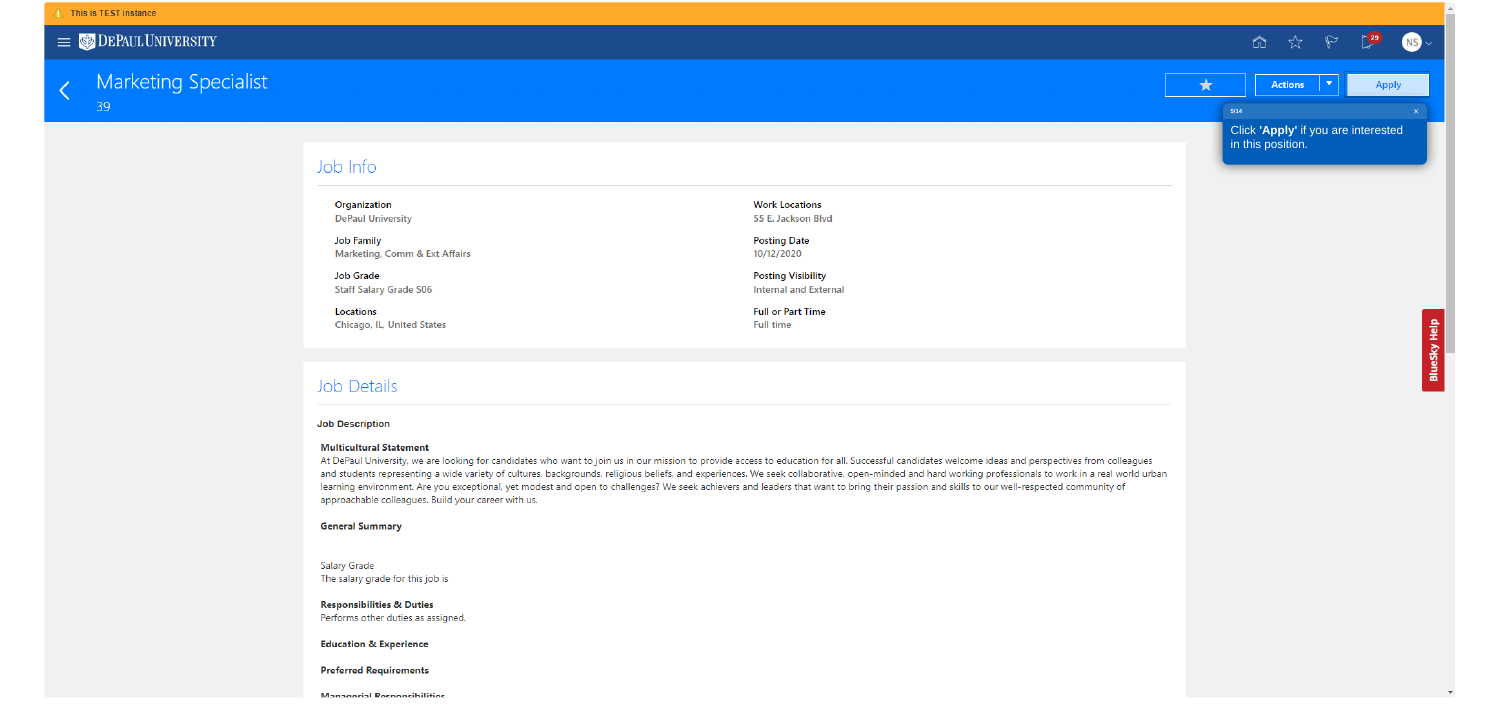This is TEST instance

DePaul University

# Marketing Specialist

39

Actions | Apply

Click **'Apply'** if you are interested in this position.

## Job Info

**Organization**
DePaul University

**Job Family**
Marketing, Comm & Ext Affairs

**Job Grade**
Staff Salary Grade S06

**Locations**
Chicago, IL, United States

**Work Locations**
55 E. Jackson Blvd

**Posting Date**
10/12/2020

**Posting Visibility**
Internal and External

**Full or Part Time**
Full time

## Job Details

**Job Description**

**Multicultural Statement**

At DePaul University, we are looking for candidates who want to join us in our mission to provide access to education for all. Successful candidates welcome ideas and perspectives from colleagues and students representing a wide variety of cultures, backgrounds, religious beliefs, and experiences. We seek collaborative, open-minded and hard working professionals to work in a real world urban learning environment. Are you exceptional, yet modest and open to challenges? We seek achievers and leaders that want to bring their passion and skills to our well-respected community of approachable colleagues. Build your career with us.

**General Summary**

Salary Grade
The salary grade for this job is

**Responsibilities & Duties**
Performs other duties as assigned.

**Education & Experience**

**Preferred Requirements**

**Managerial Responsibilities**

BlueSky Help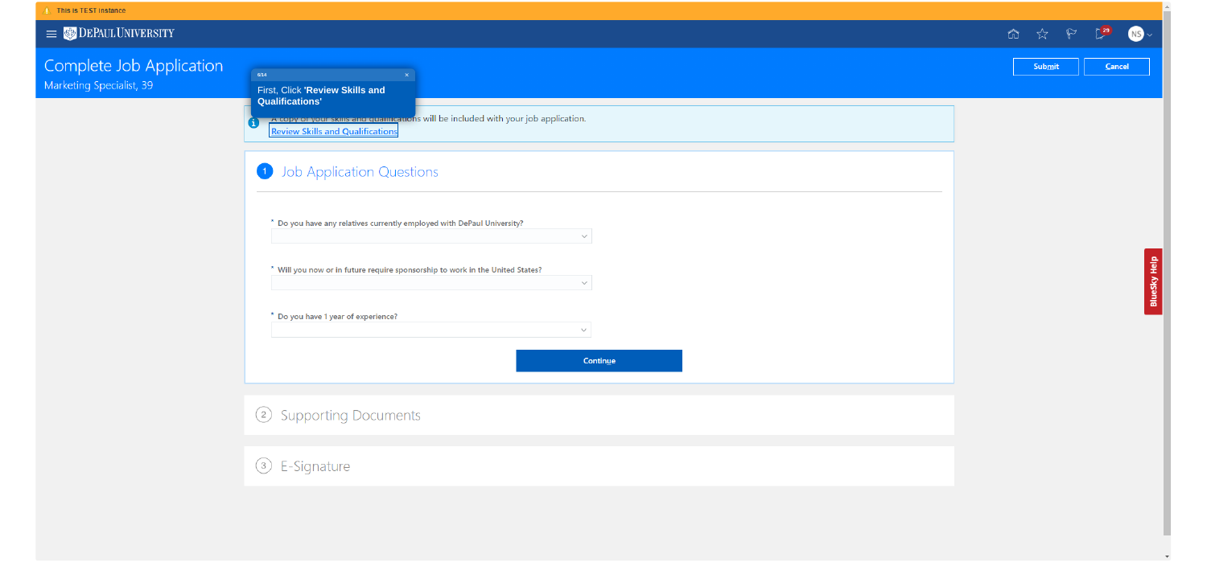This is TEST instance

DePaul University

# Complete Job Application

Marketing Specialist, 39

Submit | Cancel

6/14

First, Click **'Review Skills and Qualifications'**

A copy of your skills and qualifications will be included with your job application.

Review Skills and Qualifications

## 1 Job Application Questions

\* Do you have any relatives currently employed with DePaul University?

\* Will you now or in future require sponsorship to work in the United States?

\* Do you have 1 year of experience?

Continue

## 2 Supporting Documents

## 3 E-Signature

BlueSky Help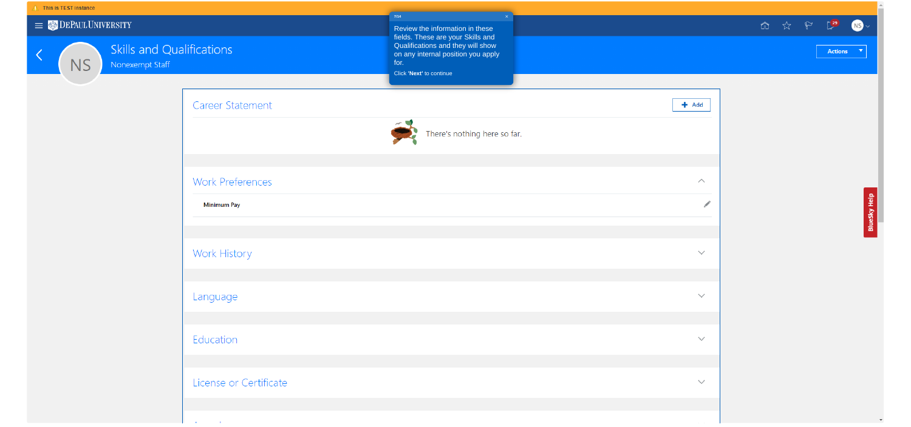This is TEST instance

DePaul University

7/14

Review the information in these fields. These are your Skills and Qualifications and they will show on any internal position you apply for.

Click **'Next'** to continue

NS

# Skills and Qualifications

Nonexempt Staff

Actions

## Career Statement

Add

There's nothing here so far.

## Work Preferences

**Minimum Pay**

## Work History

## Language

## Education

## License or Certificate

BlueSky Help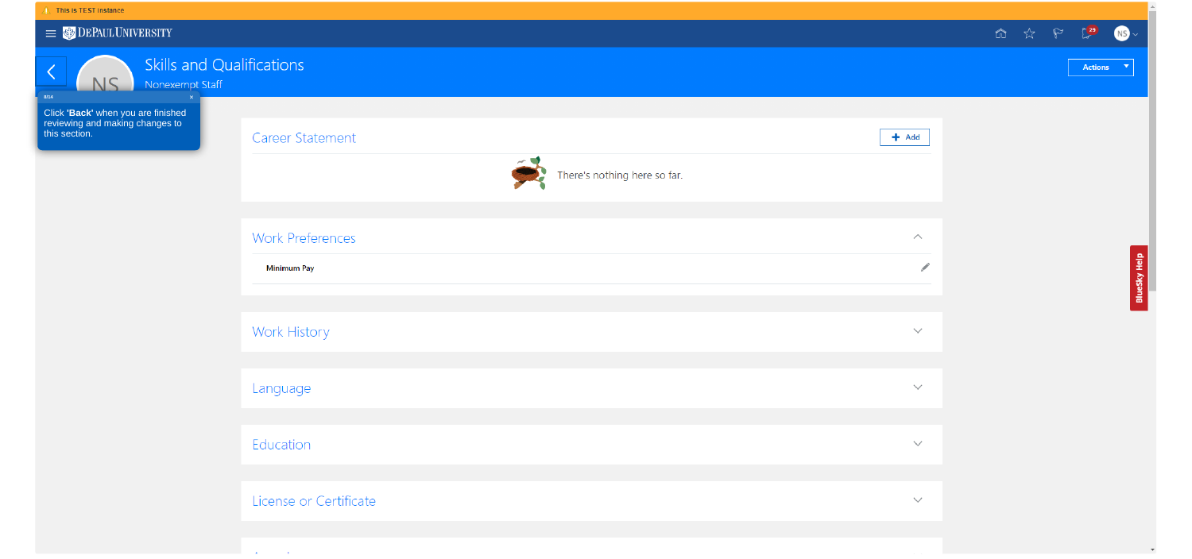This is TEST instance

DePaulUniversity

NS

# Skills and Qualifications

Nonexempt Staff

Actions

8/14

Click **'Back'** when you are finished reviewing and making changes to this section.

## Career Statement

Add

There's nothing here so far.

## Work Preferences

**Minimum Pay**

## Work History

## Language

## Education

## License or Certificate

BlueSky Help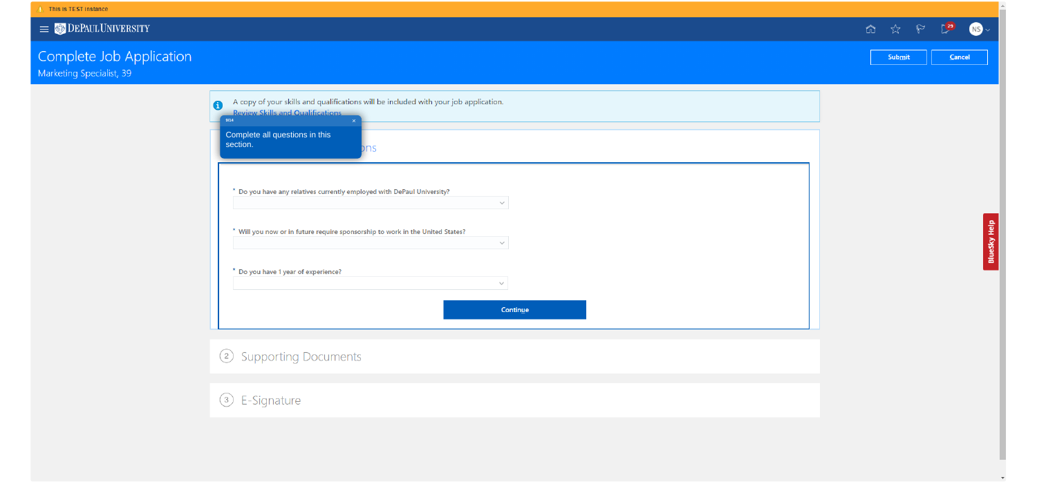This is TEST instance

DEPAUL UNIVERSITY

# Complete Job Application

Marketing Specialist, 39

Submit | Cancel

A copy of your skills and qualifications will be included with your job application.
Review Skills and Qualifications

Complete all questions in this section.

...ons

\* Do you have any relatives currently employed with DePaul University?

\* Will you now or in future require sponsorship to work in the United States?

\* Do you have 1 year of experience?

Continue

② Supporting Documents

③ E-Signature

BlueSky Help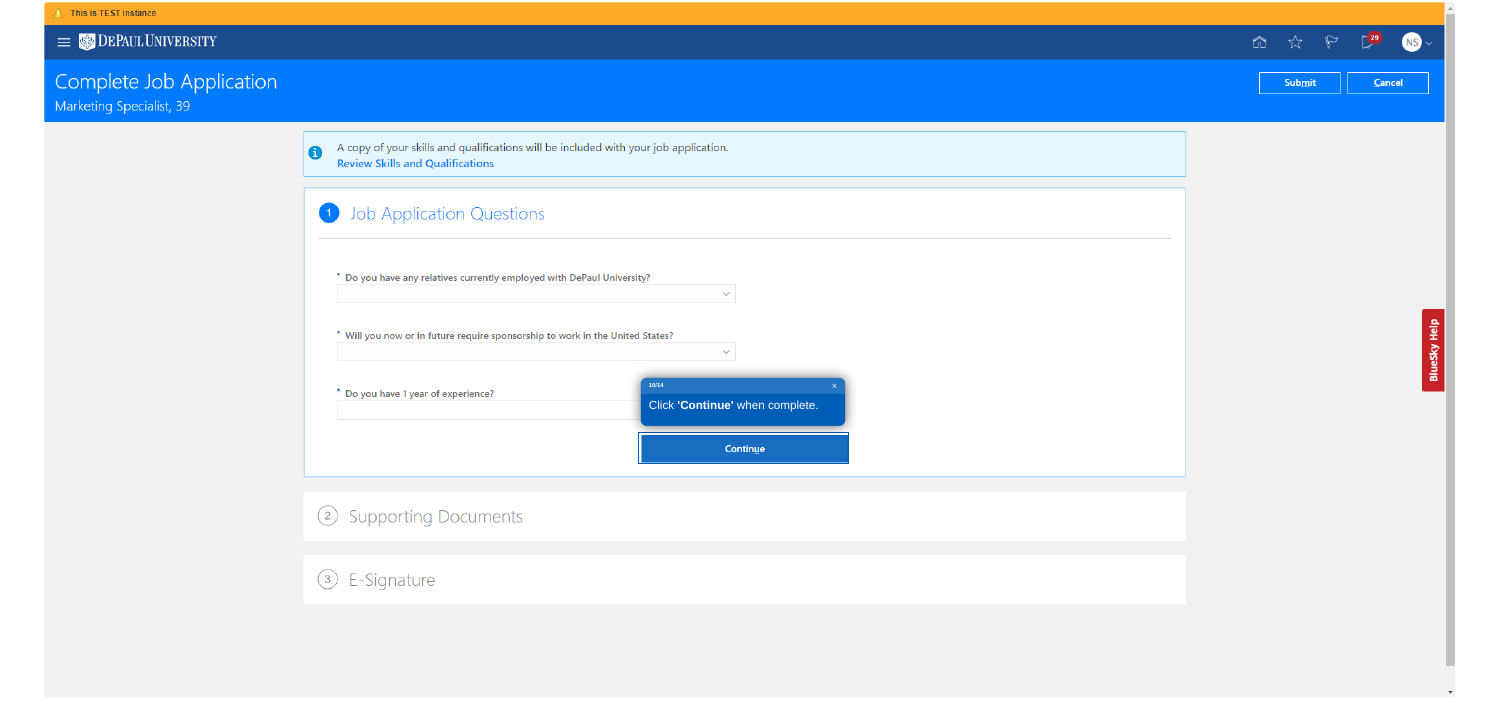This is TEST instance

DePaul University

# Complete Job Application

Marketing Specialist, 39

Submit | Cancel

A copy of your skills and qualifications will be included with your job application.
**Review Skills and Qualifications**

## 1 Job Application Questions

\* Do you have any relatives currently employed with DePaul University?

\* Will you now or in future require sponsorship to work in the United States?

\* Do you have 1 year of experience?

10/14

Click **'Continue'** when complete.

Continue

## 2 Supporting Documents

## 3 E-Signature

BlueSky Help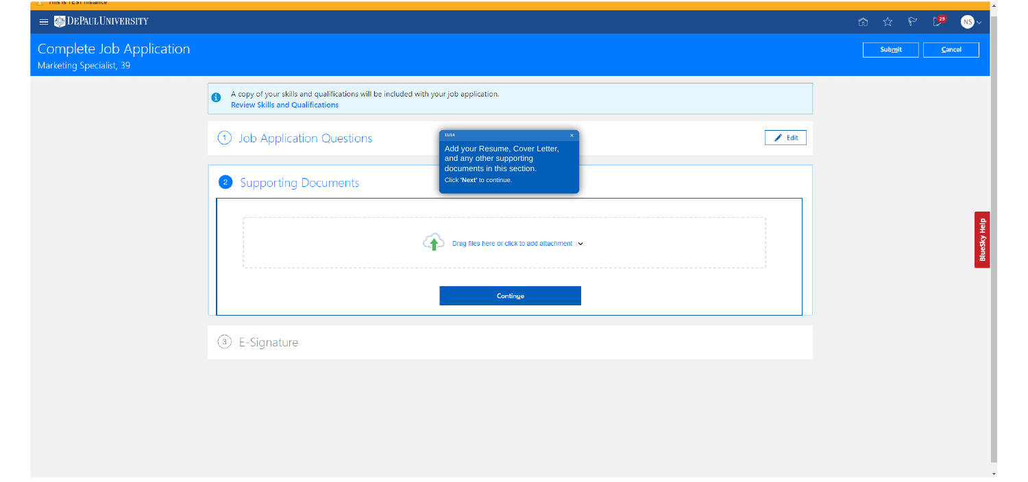This is TEST instance

DEPAUL UNIVERSITY

# Complete Job Application

Marketing Specialist, 39

Submit | Cancel

A copy of your skills and qualifications will be included with your job application.
**Review Skills and Qualifications**

## 1 Job Application Questions

Edit

11/14

Add your Resume, Cover Letter, and any other supporting documents in this section.
Click **'Next'** to continue.

## 2 Supporting Documents

Drag files here or click to add attachment

Continue

## 3 E-Signature

BlueSky Help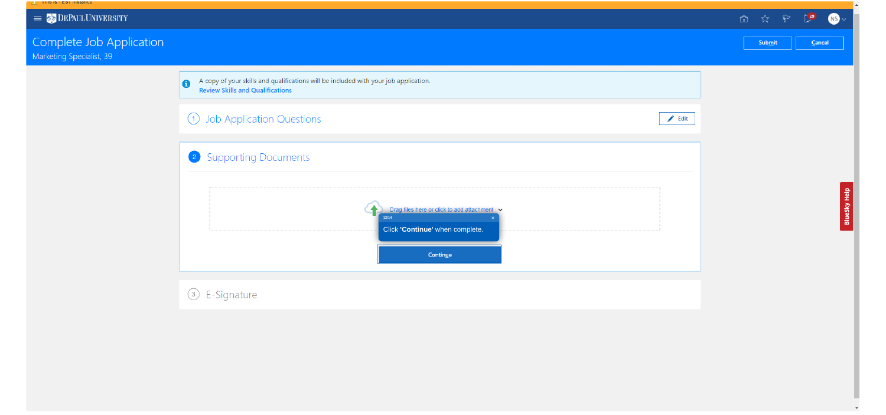This is TEST instance

DePaulUniversity

# Complete Job Application

Marketing Specialist, 39

Submit Cancel

A copy of your skills and qualifications will be included with your job application.
**Review Skills and Qualifications**

1 Job Application Questions

Edit

2 Supporting Documents

Drag files here or click to add attachment

12/14

Click **'Continue'** when complete.

Continue

3 E-Signature

BlueSky Help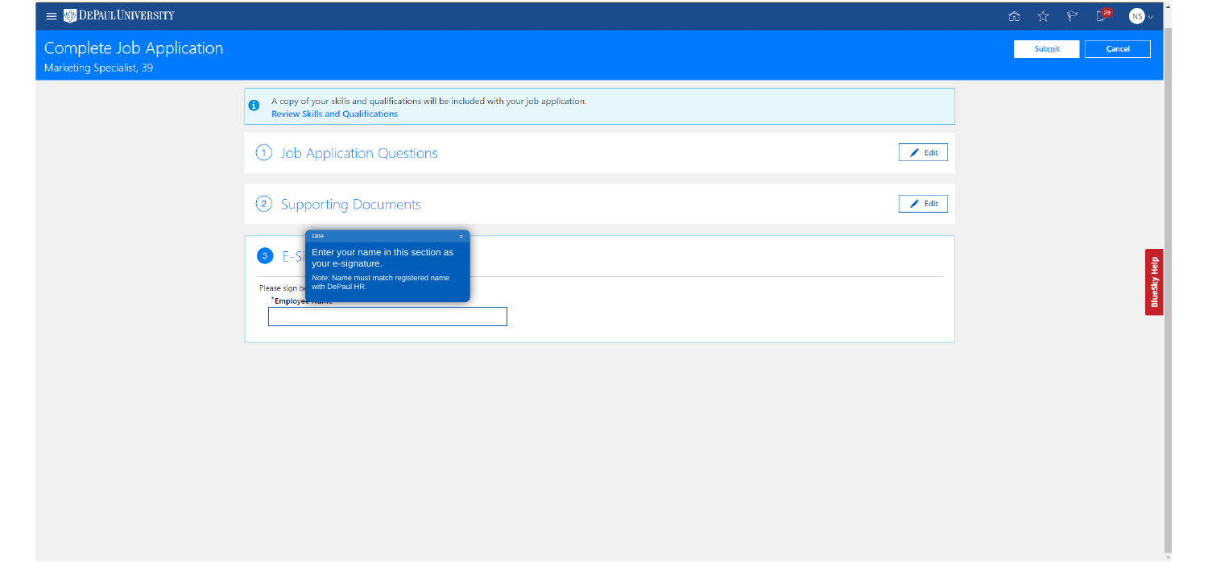DePaul University

# Complete Job Application

Marketing Specialist, 39

Submit | Cancel

A copy of your skills and qualifications will be included with your job application.
**Review Skills and Qualifications**

## 1 Job Application Questions

Edit

## 2 Supporting Documents

Edit

## 3 E-Si

13/14

Enter your name in this section as your e-signature.

*Note:* Name must match registered name with DePaul HR.

Please sign be

*Employee Name

BlueSky Help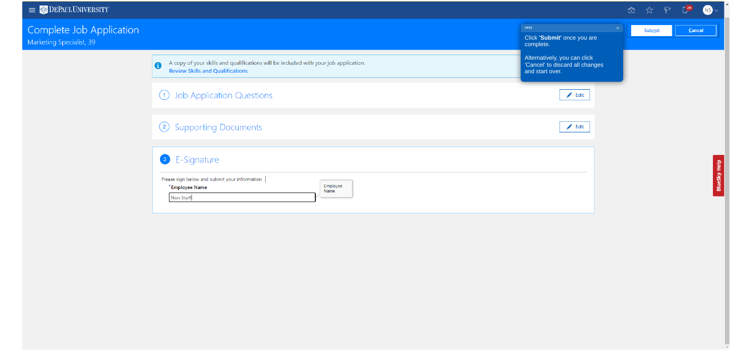DEPAUL UNIVERSITY

# Complete Job Application

Marketing Specialist, 39

14/14

Click **'Submit'** once you are complete.

Alternatively, you can click 'Cancel' to discard all changes and start over.

Submit | Cancel

A copy of your skills and qualifications will be included with your job application.
**Review Skills and Qualifications**

## 1 Job Application Questions

Edit

## 2 Supporting Documents

Edit

## 3 E-Signature

Please sign below and submit your information

***Employee Name**

Non Staff

Employee Name

BlueSky Help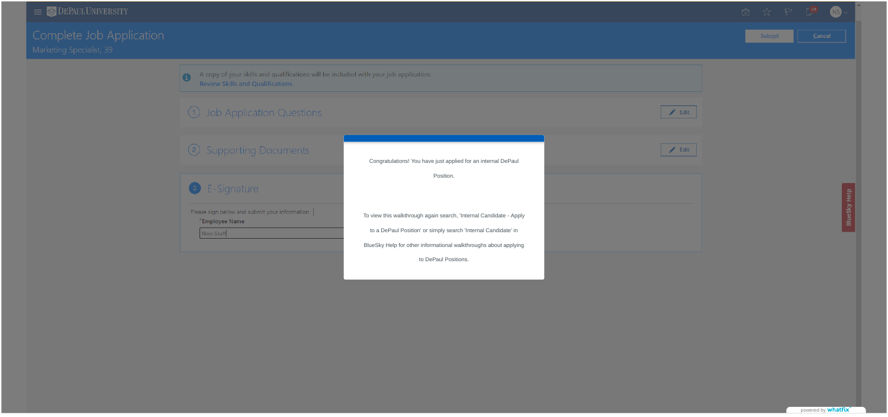# Complete Job Application

Marketing Specialist, 39

Submit | Cancel

A copy of your skills and qualifications will be included with your job application.
Review Skills and Qualifications

## 1 Job Application Questions

Edit

## 2 Supporting Documents

Edit

## 3 E-Signature

Please sign below and submit your information

*Employee Name

Non Staff

Congratulations! You have just applied for an internal DePaul Position.

To view this walkthrough again search, 'Internal Candidate - Apply to a DePaul Position' or simply search 'Internal Candidate' in BlueSky Help for other informational walkthroughs about applying to DePaul Positions.

BlueSky Help

powered by whatfix